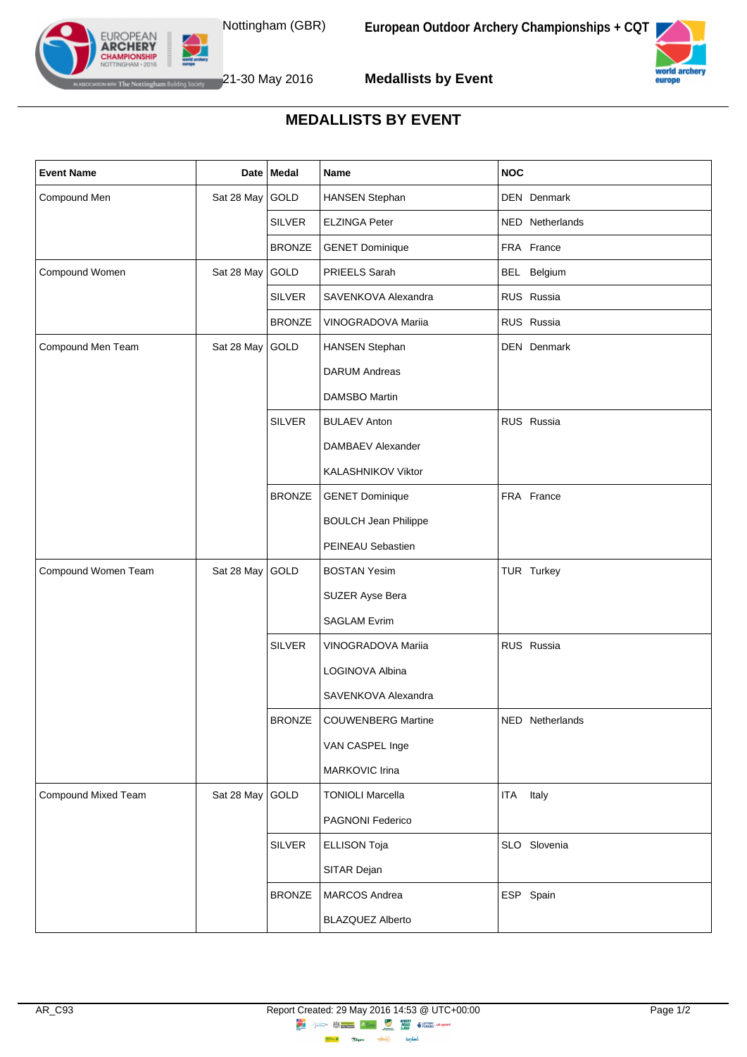Nottingham (GBR)

21-30 May 2016

**European Outdoor Archery Championships + CQT**

**Medallists by Event**

## MEDALLISTS BY EVENT

| Event Name | Date | Medal | Name | NOC |
|---|---|---|---|---|
| Compound Men | Sat 28 May | GOLD | HANSEN Stephan | DEN Denmark |
| | | SILVER | ELZINGA Peter | NED Netherlands |
| | | BRONZE | GENET Dominique | FRA France |
| Compound Women | Sat 28 May | GOLD | PRIEELS Sarah | BEL Belgium |
| | | SILVER | SAVENKOVA Alexandra | RUS Russia |
| | | BRONZE | VINOGRADOVA Mariia | RUS Russia |
| Compound Men Team | Sat 28 May | GOLD | HANSEN Stephan<br>DARUM Andreas<br>DAMSBO Martin | DEN Denmark |
| | | SILVER | BULAEV Anton<br>DAMBAEV Alexander<br>KALASHNIKOV Viktor | RUS Russia |
| | | BRONZE | GENET Dominique<br>BOULCH Jean Philippe<br>PEINEAU Sebastien | FRA France |
| Compound Women Team | Sat 28 May | GOLD | BOSTAN Yesim<br>SUZER Ayse Bera<br>SAGLAM Evrim | TUR Turkey |
| | | SILVER | VINOGRADOVA Mariia<br>LOGINOVA Albina<br>SAVENKOVA Alexandra | RUS Russia |
| | | BRONZE | COUWENBERG Martine<br>VAN CASPEL Inge<br>MARKOVIC Irina | NED Netherlands |
| Compound Mixed Team | Sat 28 May | GOLD | TONIOLI Marcella<br>PAGNONI Federico | ITA Italy |
| | | SILVER | ELLISON Toja<br>SITAR Dejan | SLO Slovenia |
| | | BRONZE | MARCOS Andrea<br>BLAZQUEZ Alberto | ESP Spain |

AR_C93

Report Created: 29 May 2016 14:53 @ UTC+00:00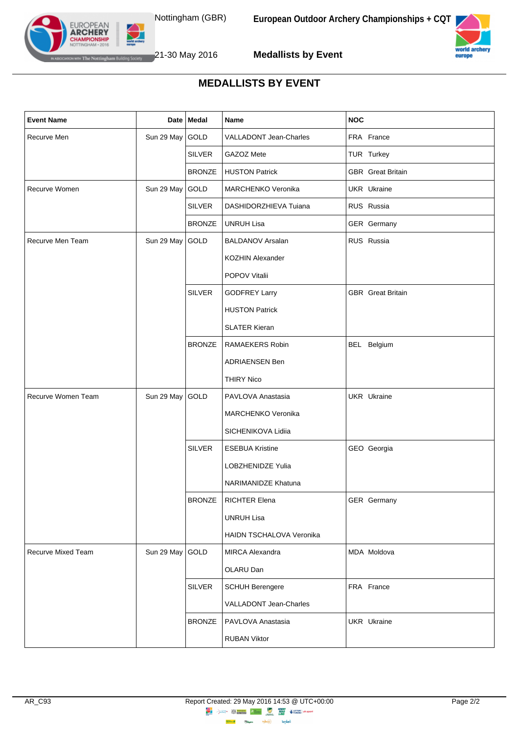# MEDALLISTS BY EVENT

| Event Name | Date | Medal | Name | NOC |
| --- | --- | --- | --- | --- |
| Recurve Men | Sun 29 May | GOLD | VALLADONT Jean-Charles | FRA France |
| | | SILVER | GAZOZ Mete | TUR Turkey |
| | | BRONZE | HUSTON Patrick | GBR Great Britain |
| Recurve Women | Sun 29 May | GOLD | MARCHENKO Veronika | UKR Ukraine |
| | | SILVER | DASHIDORZHIEVA Tuiana | RUS Russia |
| | | BRONZE | UNRUH Lisa | GER Germany |
| Recurve Men Team | Sun 29 May | GOLD | BALDANOV Arsalan | RUS Russia |
| | | | KOZHIN Alexander | |
| | | | POPOV Vitalii | |
| | | SILVER | GODFREY Larry | GBR Great Britain |
| | | | HUSTON Patrick | |
| | | | SLATER Kieran | |
| | | BRONZE | RAMAEKERS Robin | BEL Belgium |
| | | | ADRIAENSEN Ben | |
| | | | THIRY Nico | |
| Recurve Women Team | Sun 29 May | GOLD | PAVLOVA Anastasia | UKR Ukraine |
| | | | MARCHENKO Veronika | |
| | | | SICHENIKOVA Lidiia | |
| | | SILVER | ESEBUA Kristine | GEO Georgia |
| | | | LOBZHENIDZE Yulia | |
| | | | NARIMANIDZE Khatuna | |
| | | BRONZE | RICHTER Elena | GER Germany |
| | | | UNRUH Lisa | |
| | | | HAIDN TSCHALOVA Veronika | |
| Recurve Mixed Team | Sun 29 May | GOLD | MIRCA Alexandra | MDA Moldova |
| | | | OLARU Dan | |
| | | SILVER | SCHUH Berengere | FRA France |
| | | | VALLADONT Jean-Charles | |
| | | BRONZE | PAVLOVA Anastasia | UKR Ukraine |
| | | | RUBAN Viktor | |

AR_C93 — Report Created: 29 May 2016 14:53 @ UTC+00:00